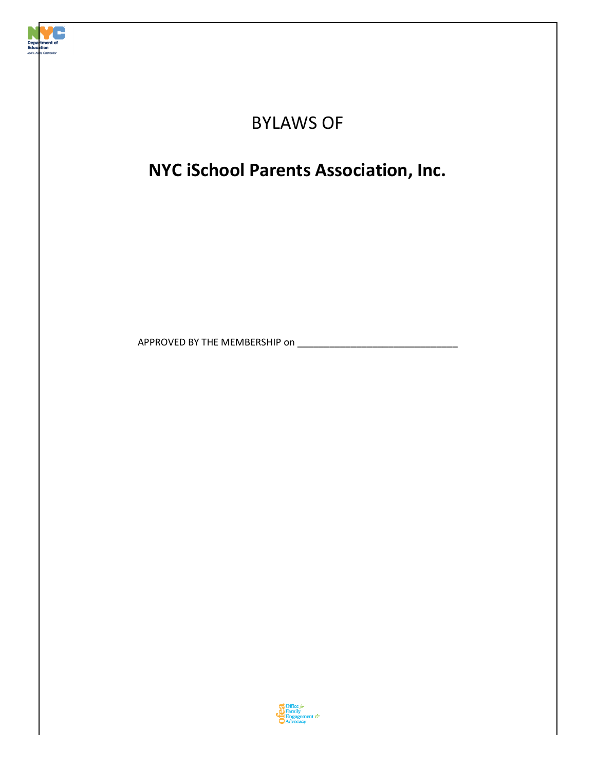# BYLAWS OF

## NYC iSchool Parents Association, Inc.

APPROVED BY THE MEMBERSHIP on ______________________________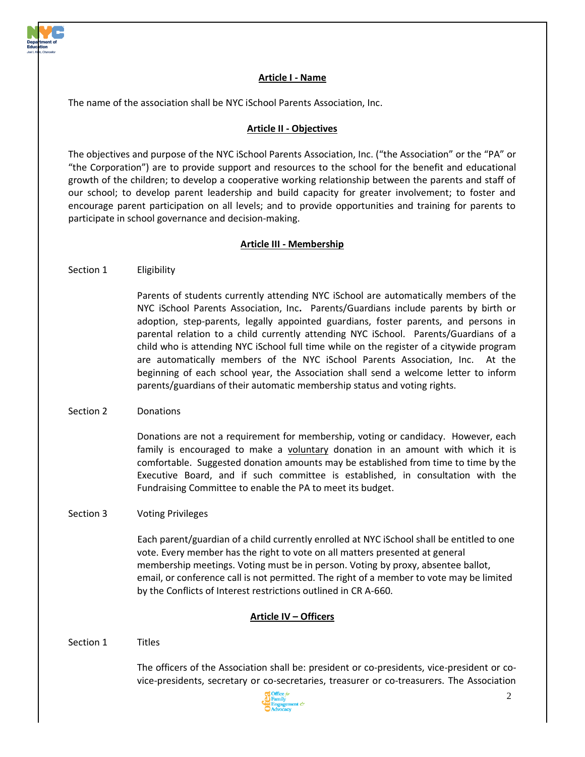## Article I - Name

The name of the association shall be NYC iSchool Parents Association, Inc.

## Article II - Objectives

The objectives and purpose of the NYC iSchool Parents Association, Inc. ("the Association" or the "PA" or "the Corporation") are to provide support and resources to the school for the benefit and educational growth of the children; to develop a cooperative working relationship between the parents and staff of our school; to develop parent leadership and build capacity for greater involvement; to foster and encourage parent participation on all levels; and to provide opportunities and training for parents to participate in school governance and decision-making.

## Article III - Membership

Section 1 Eligibility

Parents of students currently attending NYC iSchool are automatically members of the NYC iSchool Parents Association, Inc**.** Parents/Guardians include parents by birth or adoption, step-parents, legally appointed guardians, foster parents, and persons in parental relation to a child currently attending NYC iSchool. Parents/Guardians of a child who is attending NYC iSchool full time while on the register of a citywide program are automatically members of the NYC iSchool Parents Association, Inc. At the beginning of each school year, the Association shall send a welcome letter to inform parents/guardians of their automatic membership status and voting rights.

Section 2 Donations

Donations are not a requirement for membership, voting or candidacy. However, each family is encouraged to make a voluntary donation in an amount with which it is comfortable. Suggested donation amounts may be established from time to time by the Executive Board, and if such committee is established, in consultation with the Fundraising Committee to enable the PA to meet its budget.

Section 3 Voting Privileges

Each parent/guardian of a child currently enrolled at NYC iSchool shall be entitled to one vote. Every member has the right to vote on all matters presented at general membership meetings. Voting must be in person. Voting by proxy, absentee ballot, email, or conference call is not permitted. The right of a member to vote may be limited by the Conflicts of Interest restrictions outlined in CR A-660.

## Article IV – Officers

Section 1 Titles

The officers of the Association shall be: president or co-presidents, vice-president or co-vice-presidents, secretary or co-secretaries, treasurer or co-treasurers. The Association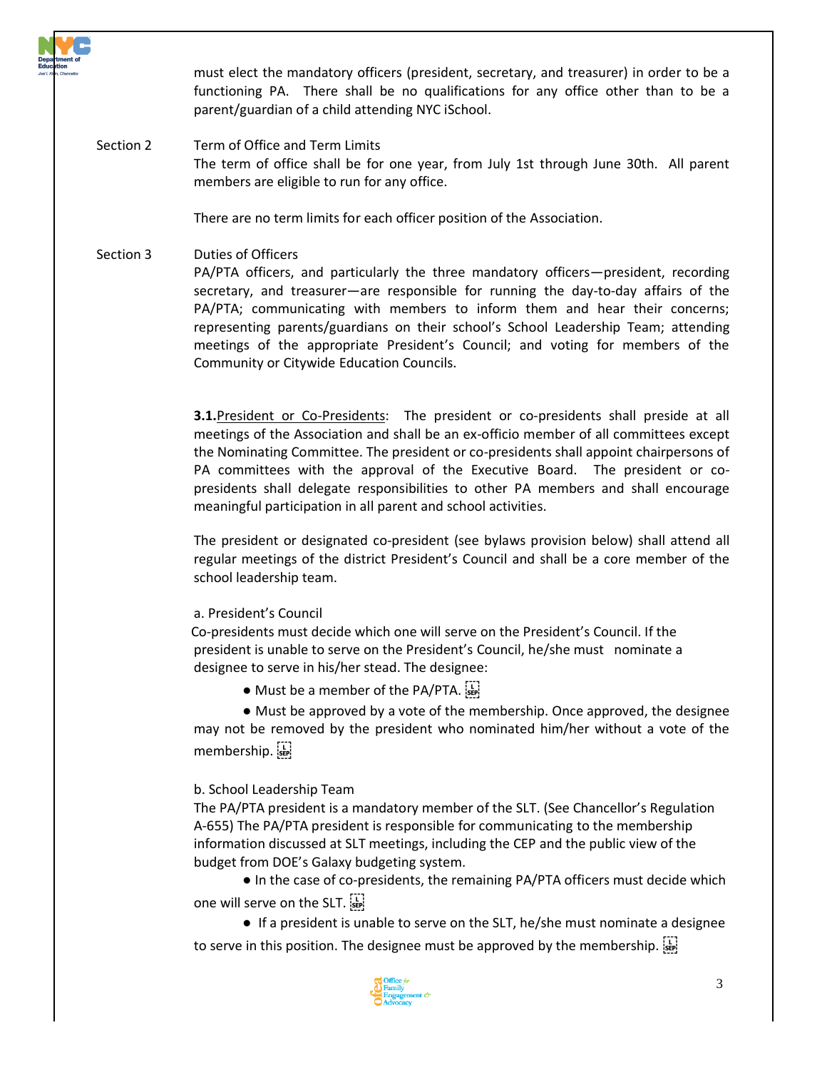must elect the mandatory officers (president, secretary, and treasurer) in order to be a functioning PA. There shall be no qualifications for any office other than to be a parent/guardian of a child attending NYC iSchool.

Section 2 Term of Office and Term Limits

The term of office shall be for one year, from July 1st through June 30th. All parent members are eligible to run for any office.

There are no term limits for each officer position of the Association.

Section 3 Duties of Officers

PA/PTA officers, and particularly the three mandatory officers—president, recording secretary, and treasurer—are responsible for running the day-to-day affairs of the PA/PTA; communicating with members to inform them and hear their concerns; representing parents/guardians on their school's School Leadership Team; attending meetings of the appropriate President's Council; and voting for members of the Community or Citywide Education Councils.

**3.1.**President or Co-Presidents: The president or co-presidents shall preside at all meetings of the Association and shall be an ex-officio member of all committees except the Nominating Committee. The president or co-presidents shall appoint chairpersons of PA committees with the approval of the Executive Board. The president or co-presidents shall delegate responsibilities to other PA members and shall encourage meaningful participation in all parent and school activities.

The president or designated co-president (see bylaws provision below) shall attend all regular meetings of the district President's Council and shall be a core member of the school leadership team.

a. President's Council

Co-presidents must decide which one will serve on the President's Council. If the president is unable to serve on the President's Council, he/she must nominate a designee to serve in his/her stead. The designee:

- Must be a member of the PA/PTA.
- Must be approved by a vote of the membership. Once approved, the designee may not be removed by the president who nominated him/her without a vote of the membership.

b. School Leadership Team

The PA/PTA president is a mandatory member of the SLT. (See Chancellor's Regulation A-655) The PA/PTA president is responsible for communicating to the membership information discussed at SLT meetings, including the CEP and the public view of the budget from DOE's Galaxy budgeting system.

- In the case of co-presidents, the remaining PA/PTA officers must decide which one will serve on the SLT.
- If a president is unable to serve on the SLT, he/she must nominate a designee to serve in this position. The designee must be approved by the membership.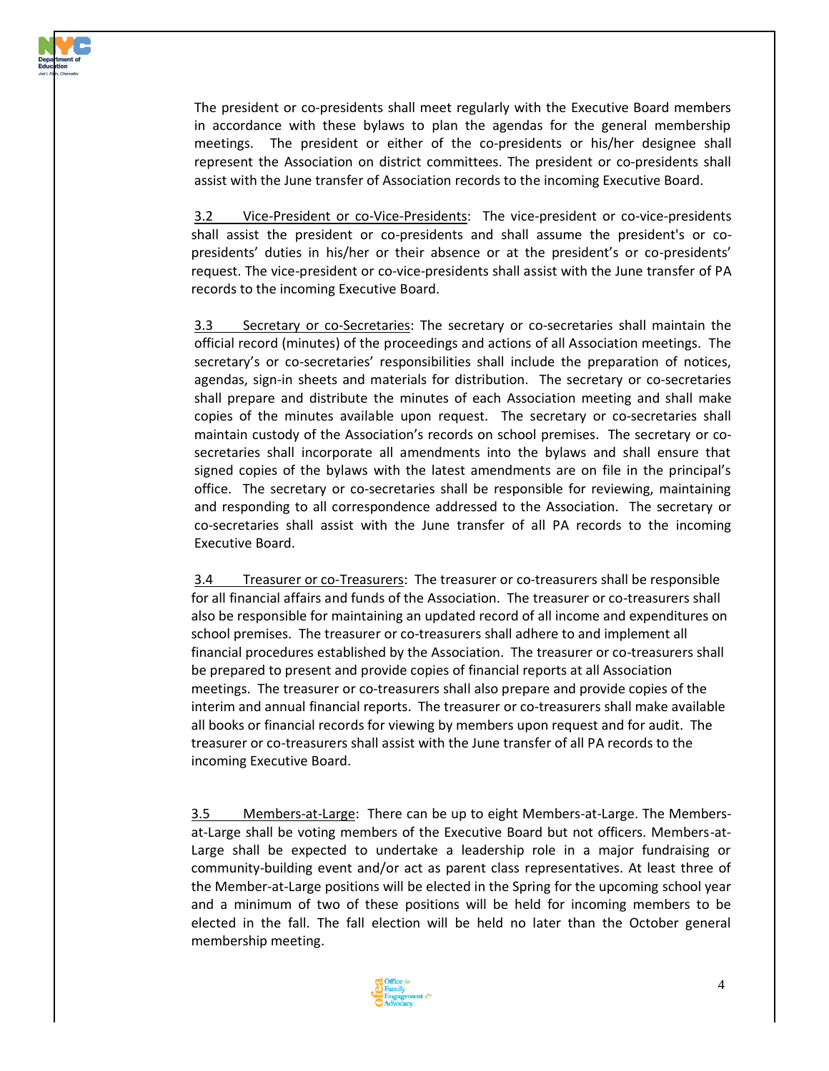The president or co-presidents shall meet regularly with the Executive Board members in accordance with these bylaws to plan the agendas for the general membership meetings. The president or either of the co-presidents or his/her designee shall represent the Association on district committees. The president or co-presidents shall assist with the June transfer of Association records to the incoming Executive Board.

3.2 Vice-President or co-Vice-Presidents: The vice-president or co-vice-presidents shall assist the president or co-presidents and shall assume the president's or co-presidents' duties in his/her or their absence or at the president's or co-presidents' request. The vice-president or co-vice-presidents shall assist with the June transfer of PA records to the incoming Executive Board.

3.3 Secretary or co-Secretaries: The secretary or co-secretaries shall maintain the official record (minutes) of the proceedings and actions of all Association meetings. The secretary's or co-secretaries' responsibilities shall include the preparation of notices, agendas, sign-in sheets and materials for distribution. The secretary or co-secretaries shall prepare and distribute the minutes of each Association meeting and shall make copies of the minutes available upon request. The secretary or co-secretaries shall maintain custody of the Association's records on school premises. The secretary or co-secretaries shall incorporate all amendments into the bylaws and shall ensure that signed copies of the bylaws with the latest amendments are on file in the principal's office. The secretary or co-secretaries shall be responsible for reviewing, maintaining and responding to all correspondence addressed to the Association. The secretary or co-secretaries shall assist with the June transfer of all PA records to the incoming Executive Board.

3.4 Treasurer or co-Treasurers: The treasurer or co-treasurers shall be responsible for all financial affairs and funds of the Association. The treasurer or co-treasurers shall also be responsible for maintaining an updated record of all income and expenditures on school premises. The treasurer or co-treasurers shall adhere to and implement all financial procedures established by the Association. The treasurer or co-treasurers shall be prepared to present and provide copies of financial reports at all Association meetings. The treasurer or co-treasurers shall also prepare and provide copies of the interim and annual financial reports. The treasurer or co-treasurers shall make available all books or financial records for viewing by members upon request and for audit. The treasurer or co-treasurers shall assist with the June transfer of all PA records to the incoming Executive Board.

3.5 Members-at-Large: There can be up to eight Members-at-Large. The Members-at-Large shall be voting members of the Executive Board but not officers. Members-at-Large shall be expected to undertake a leadership role in a major fundraising or community-building event and/or act as parent class representatives. At least three of the Member-at-Large positions will be elected in the Spring for the upcoming school year and a minimum of two of these positions will be held for incoming members to be elected in the fall. The fall election will be held no later than the October general membership meeting.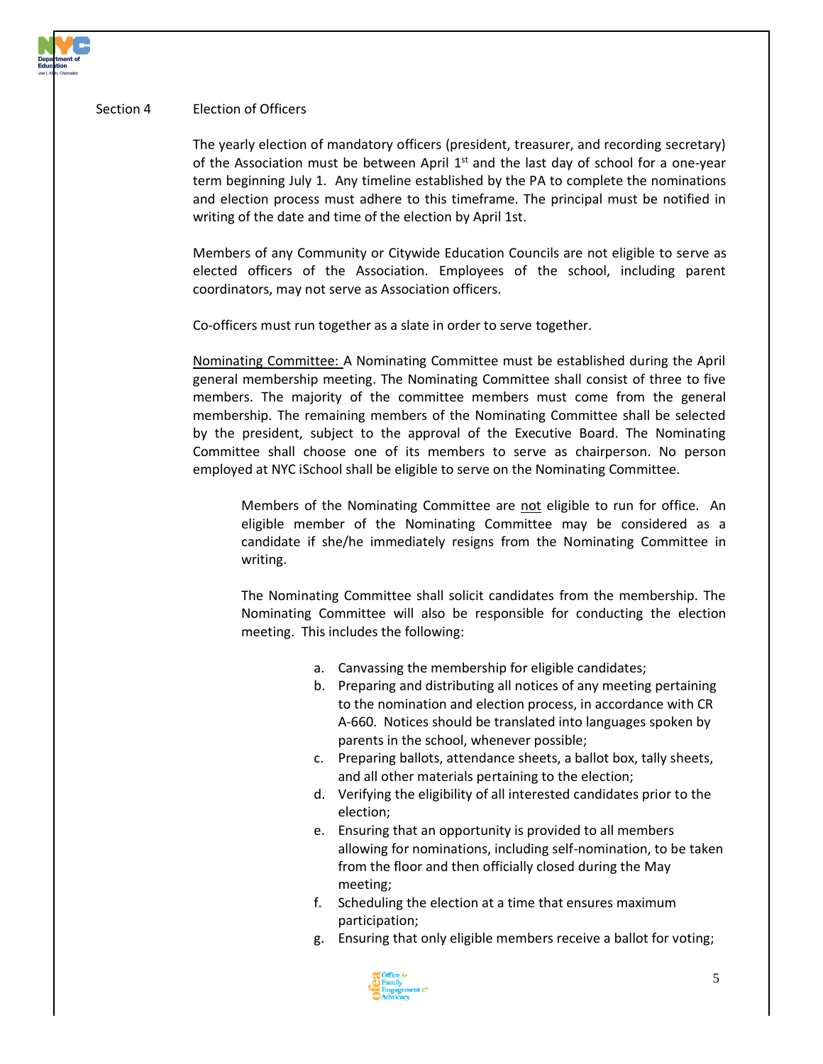## Section 4 Election of Officers

The yearly election of mandatory officers (president, treasurer, and recording secretary) of the Association must be between April 1st and the last day of school for a one-year term beginning July 1. Any timeline established by the PA to complete the nominations and election process must adhere to this timeframe. The principal must be notified in writing of the date and time of the election by April 1st.

Members of any Community or Citywide Education Councils are not eligible to serve as elected officers of the Association. Employees of the school, including parent coordinators, may not serve as Association officers.

Co-officers must run together as a slate in order to serve together.

<u>Nominating Committee:</u> A Nominating Committee must be established during the April general membership meeting. The Nominating Committee shall consist of three to five members. The majority of the committee members must come from the general membership. The remaining members of the Nominating Committee shall be selected by the president, subject to the approval of the Executive Board. The Nominating Committee shall choose one of its members to serve as chairperson. No person employed at NYC iSchool shall be eligible to serve on the Nominating Committee.

Members of the Nominating Committee are <u>not</u> eligible to run for office. An eligible member of the Nominating Committee may be considered as a candidate if she/he immediately resigns from the Nominating Committee in writing.

The Nominating Committee shall solicit candidates from the membership. The Nominating Committee will also be responsible for conducting the election meeting. This includes the following:

a. Canvassing the membership for eligible candidates;
b. Preparing and distributing all notices of any meeting pertaining to the nomination and election process, in accordance with CR A-660. Notices should be translated into languages spoken by parents in the school, whenever possible;
c. Preparing ballots, attendance sheets, a ballot box, tally sheets, and all other materials pertaining to the election;
d. Verifying the eligibility of all interested candidates prior to the election;
e. Ensuring that an opportunity is provided to all members allowing for nominations, including self-nomination, to be taken from the floor and then officially closed during the May meeting;
f. Scheduling the election at a time that ensures maximum participation;
g. Ensuring that only eligible members receive a ballot for voting;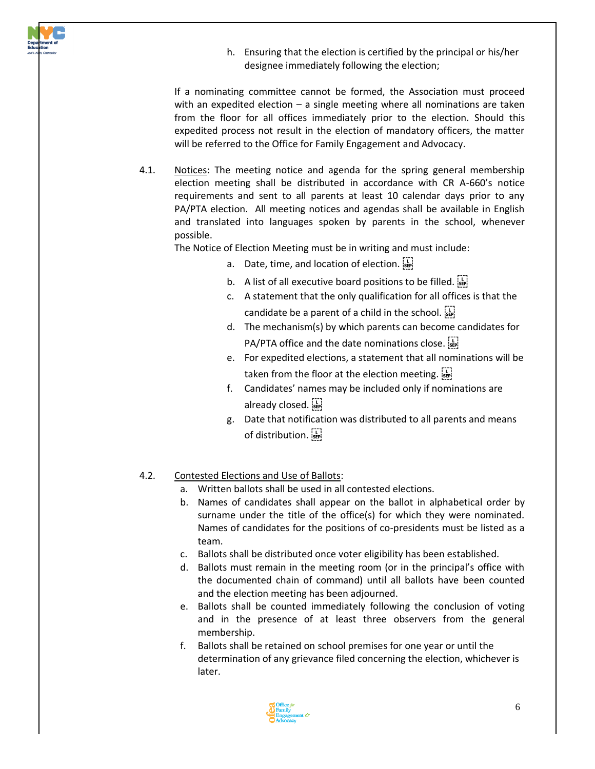h. Ensuring that the election is certified by the principal or his/her designee immediately following the election;

If a nominating committee cannot be formed, the Association must proceed with an expedited election – a single meeting where all nominations are taken from the floor for all offices immediately prior to the election. Should this expedited process not result in the election of mandatory officers, the matter will be referred to the Office for Family Engagement and Advocacy.

4.1. <u>Notices</u>: The meeting notice and agenda for the spring general membership election meeting shall be distributed in accordance with CR A-660's notice requirements and sent to all parents at least 10 calendar days prior to any PA/PTA election. All meeting notices and agendas shall be available in English and translated into languages spoken by parents in the school, whenever possible.

The Notice of Election Meeting must be in writing and must include:

a. Date, time, and location of election.
b. A list of all executive board positions to be filled.
c. A statement that the only qualification for all offices is that the candidate be a parent of a child in the school.
d. The mechanism(s) by which parents can become candidates for PA/PTA office and the date nominations close.
e. For expedited elections, a statement that all nominations will be taken from the floor at the election meeting.
f. Candidates' names may be included only if nominations are already closed.
g. Date that notification was distributed to all parents and means of distribution.

4.2. <u>Contested Elections and Use of Ballots</u>:

a. Written ballots shall be used in all contested elections.
b. Names of candidates shall appear on the ballot in alphabetical order by surname under the title of the office(s) for which they were nominated. Names of candidates for the positions of co-presidents must be listed as a team.
c. Ballots shall be distributed once voter eligibility has been established.
d. Ballots must remain in the meeting room (or in the principal's office with the documented chain of command) until all ballots have been counted and the election meeting has been adjourned.
e. Ballots shall be counted immediately following the conclusion of voting and in the presence of at least three observers from the general membership.
f. Ballots shall be retained on school premises for one year or until the determination of any grievance filed concerning the election, whichever is later.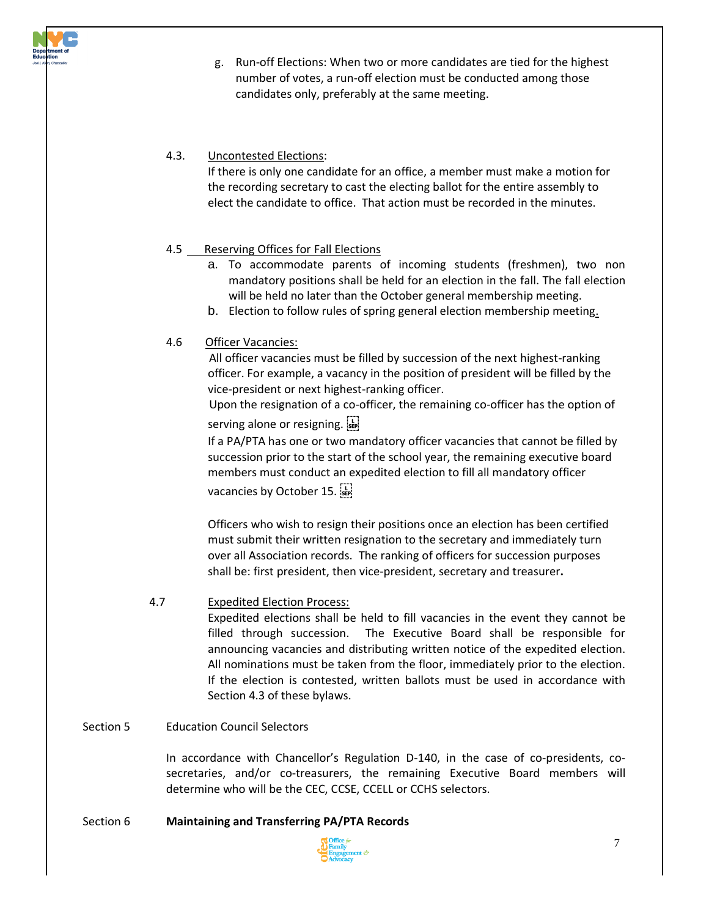g. Run-off Elections: When two or more candidates are tied for the highest number of votes, a run-off election must be conducted among those candidates only, preferably at the same meeting.

4.3. Uncontested Elections:

If there is only one candidate for an office, a member must make a motion for the recording secretary to cast the electing ballot for the entire assembly to elect the candidate to office. That action must be recorded in the minutes.

4.5 Reserving Offices for Fall Elections

a. To accommodate parents of incoming students (freshmen), two non mandatory positions shall be held for an election in the fall. The fall election will be held no later than the October general membership meeting.
b. Election to follow rules of spring general election membership meeting.

4.6 Officer Vacancies:

All officer vacancies must be filled by succession of the next highest-ranking officer. For example, a vacancy in the position of president will be filled by the vice-president or next highest-ranking officer.

Upon the resignation of a co-officer, the remaining co-officer has the option of serving alone or resigning.

If a PA/PTA has one or two mandatory officer vacancies that cannot be filled by succession prior to the start of the school year, the remaining executive board members must conduct an expedited election to fill all mandatory officer vacancies by October 15.

Officers who wish to resign their positions once an election has been certified must submit their written resignation to the secretary and immediately turn over all Association records. The ranking of officers for succession purposes shall be: first president, then vice-president, secretary and treasurer.

4.7 Expedited Election Process:

Expedited elections shall be held to fill vacancies in the event they cannot be filled through succession. The Executive Board shall be responsible for announcing vacancies and distributing written notice of the expedited election. All nominations must be taken from the floor, immediately prior to the election. If the election is contested, written ballots must be used in accordance with Section 4.3 of these bylaws.

Section 5 Education Council Selectors

In accordance with Chancellor's Regulation D-140, in the case of co-presidents, co-secretaries, and/or co-treasurers, the remaining Executive Board members will determine who will be the CEC, CCSE, CCELL or CCHS selectors.

Section 6 **Maintaining and Transferring PA/PTA Records**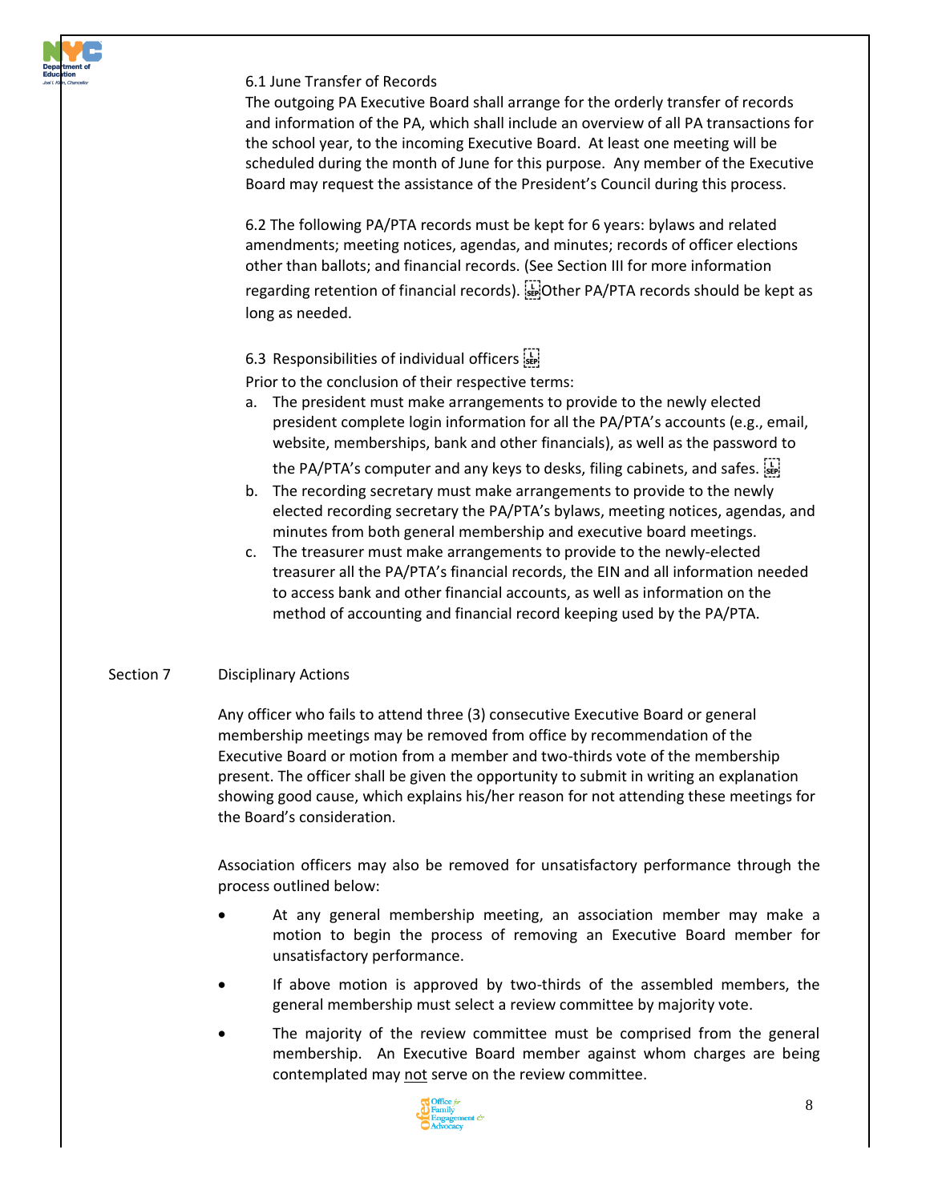6.1 June Transfer of Records

The outgoing PA Executive Board shall arrange for the orderly transfer of records and information of the PA, which shall include an overview of all PA transactions for the school year, to the incoming Executive Board. At least one meeting will be scheduled during the month of June for this purpose. Any member of the Executive Board may request the assistance of the President's Council during this process.

6.2 The following PA/PTA records must be kept for 6 years: bylaws and related amendments; meeting notices, agendas, and minutes; records of officer elections other than ballots; and financial records. (See Section III for more information regarding retention of financial records). Other PA/PTA records should be kept as long as needed.

6.3 Responsibilities of individual officers

Prior to the conclusion of their respective terms:

a. The president must make arrangements to provide to the newly elected president complete login information for all the PA/PTA's accounts (e.g., email, website, memberships, bank and other financials), as well as the password to the PA/PTA's computer and any keys to desks, filing cabinets, and safes.
b. The recording secretary must make arrangements to provide to the newly elected recording secretary the PA/PTA's bylaws, meeting notices, agendas, and minutes from both general membership and executive board meetings.
c. The treasurer must make arrangements to provide to the newly-elected treasurer all the PA/PTA's financial records, the EIN and all information needed to access bank and other financial accounts, as well as information on the method of accounting and financial record keeping used by the PA/PTA.

## Section 7 Disciplinary Actions

Any officer who fails to attend three (3) consecutive Executive Board or general membership meetings may be removed from office by recommendation of the Executive Board or motion from a member and two-thirds vote of the membership present. The officer shall be given the opportunity to submit in writing an explanation showing good cause, which explains his/her reason for not attending these meetings for the Board's consideration.

Association officers may also be removed for unsatisfactory performance through the process outlined below:

- At any general membership meeting, an association member may make a motion to begin the process of removing an Executive Board member for unsatisfactory performance.
- If above motion is approved by two-thirds of the assembled members, the general membership must select a review committee by majority vote.
- The majority of the review committee must be comprised from the general membership. An Executive Board member against whom charges are being contemplated may <u>not</u> serve on the review committee.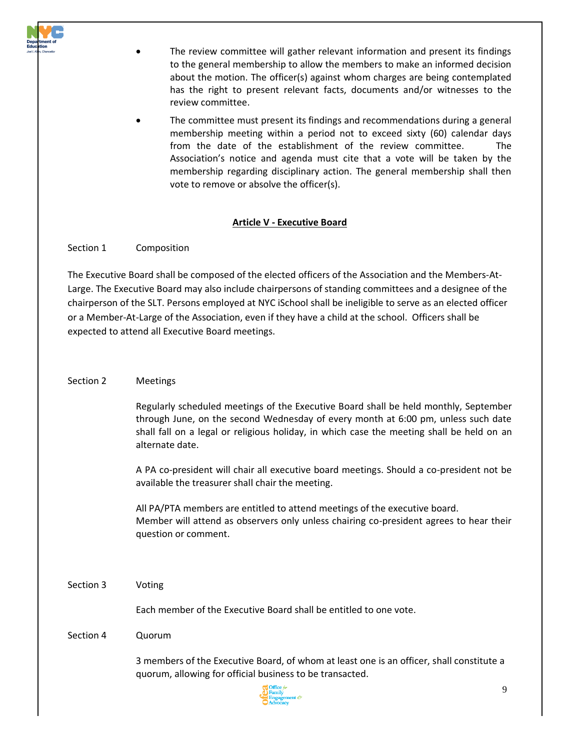- The review committee will gather relevant information and present its findings to the general membership to allow the members to make an informed decision about the motion. The officer(s) against whom charges are being contemplated has the right to present relevant facts, documents and/or witnesses to the review committee.
- The committee must present its findings and recommendations during a general membership meeting within a period not to exceed sixty (60) calendar days from the date of the establishment of the review committee. The Association's notice and agenda must cite that a vote will be taken by the membership regarding disciplinary action. The general membership shall then vote to remove or absolve the officer(s).

## Article V - Executive Board

Section 1 Composition

The Executive Board shall be composed of the elected officers of the Association and the Members-At-Large. The Executive Board may also include chairpersons of standing committees and a designee of the chairperson of the SLT. Persons employed at NYC iSchool shall be ineligible to serve as an elected officer or a Member-At-Large of the Association, even if they have a child at the school. Officers shall be expected to attend all Executive Board meetings.

Section 2 Meetings

Regularly scheduled meetings of the Executive Board shall be held monthly, September through June, on the second Wednesday of every month at 6:00 pm, unless such date shall fall on a legal or religious holiday, in which case the meeting shall be held on an alternate date.

A PA co-president will chair all executive board meetings. Should a co-president not be available the treasurer shall chair the meeting.

All PA/PTA members are entitled to attend meetings of the executive board.
Member will attend as observers only unless chairing co-president agrees to hear their question or comment.

Section 3 Voting

Each member of the Executive Board shall be entitled to one vote.

Section 4 Quorum

3 members of the Executive Board, of whom at least one is an officer, shall constitute a quorum, allowing for official business to be transacted.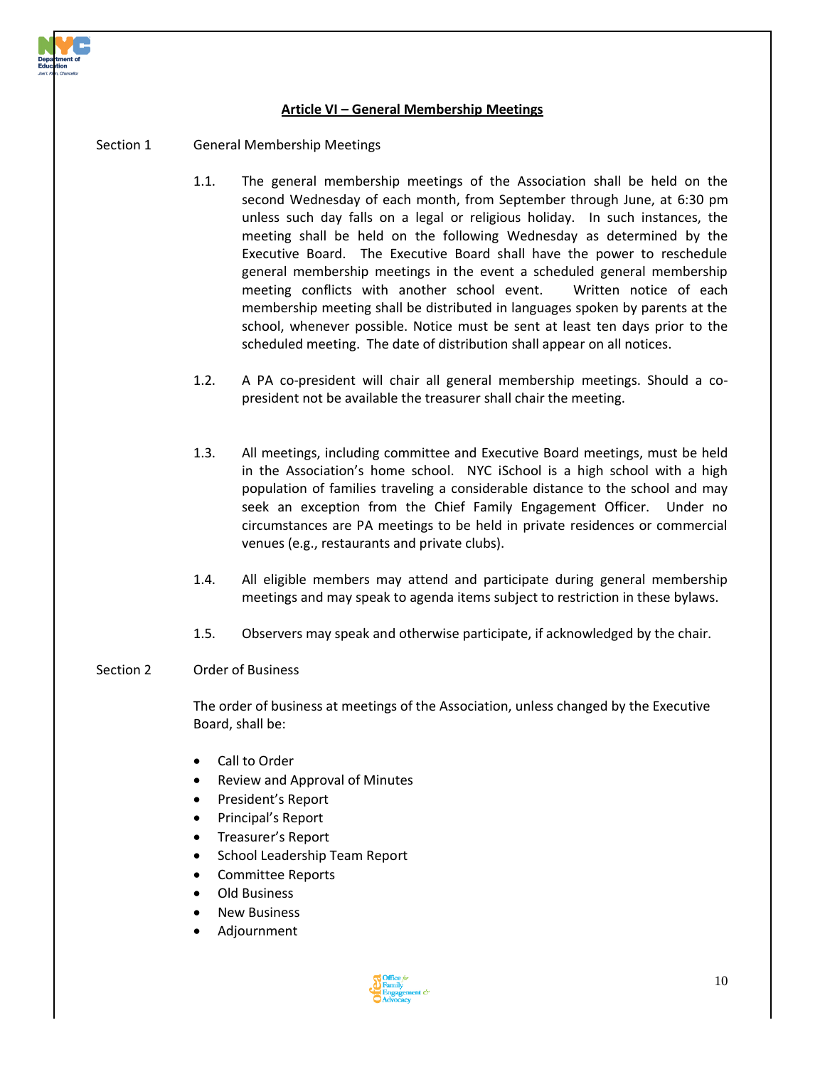## Article VI – General Membership Meetings

Section 1 General Membership Meetings

1.1. The general membership meetings of the Association shall be held on the second Wednesday of each month, from September through June, at 6:30 pm unless such day falls on a legal or religious holiday. In such instances, the meeting shall be held on the following Wednesday as determined by the Executive Board. The Executive Board shall have the power to reschedule general membership meetings in the event a scheduled general membership meeting conflicts with another school event. Written notice of each membership meeting shall be distributed in languages spoken by parents at the school, whenever possible. Notice must be sent at least ten days prior to the scheduled meeting. The date of distribution shall appear on all notices.

1.2. A PA co-president will chair all general membership meetings. Should a co-president not be available the treasurer shall chair the meeting.

1.3. All meetings, including committee and Executive Board meetings, must be held in the Association's home school. NYC iSchool is a high school with a high population of families traveling a considerable distance to the school and may seek an exception from the Chief Family Engagement Officer. Under no circumstances are PA meetings to be held in private residences or commercial venues (e.g., restaurants and private clubs).

1.4. All eligible members may attend and participate during general membership meetings and may speak to agenda items subject to restriction in these bylaws.

1.5. Observers may speak and otherwise participate, if acknowledged by the chair.

Section 2 Order of Business

The order of business at meetings of the Association, unless changed by the Executive Board, shall be:

- Call to Order
- Review and Approval of Minutes
- President's Report
- Principal's Report
- Treasurer's Report
- School Leadership Team Report
- Committee Reports
- Old Business
- New Business
- Adjournment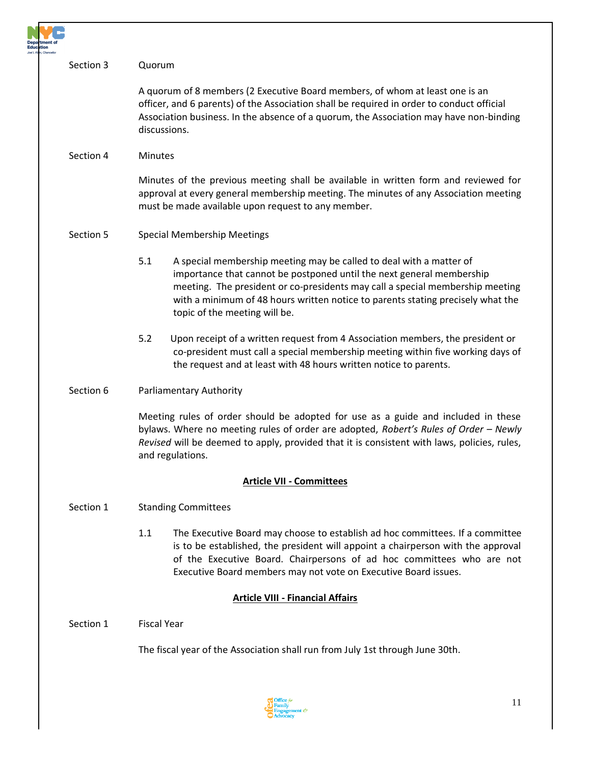Section 3 Quorum

A quorum of 8 members (2 Executive Board members, of whom at least one is an officer, and 6 parents) of the Association shall be required in order to conduct official Association business. In the absence of a quorum, the Association may have non-binding discussions.

Section 4 Minutes

Minutes of the previous meeting shall be available in written form and reviewed for approval at every general membership meeting. The minutes of any Association meeting must be made available upon request to any member.

Section 5 Special Membership Meetings

5.1 A special membership meeting may be called to deal with a matter of importance that cannot be postponed until the next general membership meeting. The president or co-presidents may call a special membership meeting with a minimum of 48 hours written notice to parents stating precisely what the topic of the meeting will be.

5.2 Upon receipt of a written request from 4 Association members, the president or co-president must call a special membership meeting within five working days of the request and at least with 48 hours written notice to parents.

Section 6 Parliamentary Authority

Meeting rules of order should be adopted for use as a guide and included in these bylaws. Where no meeting rules of order are adopted, *Robert's Rules of Order – Newly Revised* will be deemed to apply, provided that it is consistent with laws, policies, rules, and regulations.

## Article VII - Committees

Section 1 Standing Committees

1.1 The Executive Board may choose to establish ad hoc committees. If a committee is to be established, the president will appoint a chairperson with the approval of the Executive Board. Chairpersons of ad hoc committees who are not Executive Board members may not vote on Executive Board issues.

## Article VIII - Financial Affairs

Section 1 Fiscal Year

The fiscal year of the Association shall run from July 1st through June 30th.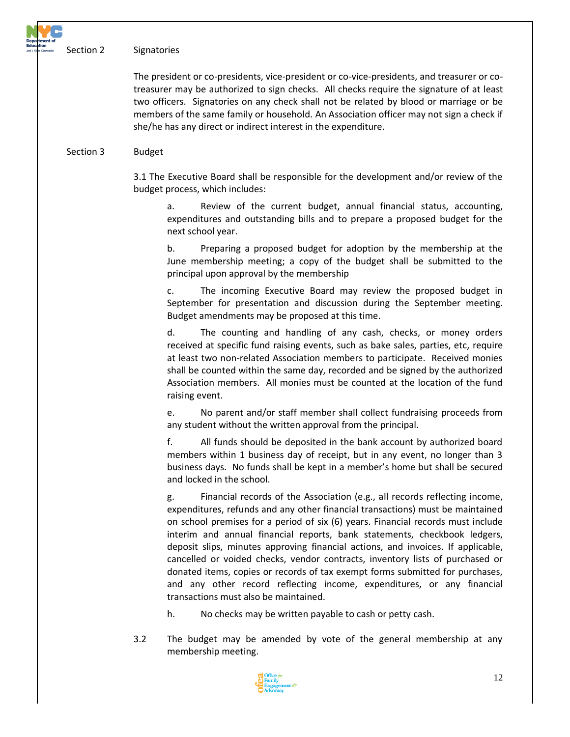Section 2 Signatories

The president or co-presidents, vice-president or co-vice-presidents, and treasurer or co-treasurer may be authorized to sign checks. All checks require the signature of at least two officers. Signatories on any check shall not be related by blood or marriage or be members of the same family or household. An Association officer may not sign a check if she/he has any direct or indirect interest in the expenditure.

Section 3 Budget

3.1 The Executive Board shall be responsible for the development and/or review of the budget process, which includes:

a. Review of the current budget, annual financial status, accounting, expenditures and outstanding bills and to prepare a proposed budget for the next school year.

b. Preparing a proposed budget for adoption by the membership at the June membership meeting; a copy of the budget shall be submitted to the principal upon approval by the membership

c. The incoming Executive Board may review the proposed budget in September for presentation and discussion during the September meeting. Budget amendments may be proposed at this time.

d. The counting and handling of any cash, checks, or money orders received at specific fund raising events, such as bake sales, parties, etc, require at least two non-related Association members to participate. Received monies shall be counted within the same day, recorded and be signed by the authorized Association members. All monies must be counted at the location of the fund raising event.

e. No parent and/or staff member shall collect fundraising proceeds from any student without the written approval from the principal.

f. All funds should be deposited in the bank account by authorized board members within 1 business day of receipt, but in any event, no longer than 3 business days. No funds shall be kept in a member's home but shall be secured and locked in the school.

g. Financial records of the Association (e.g., all records reflecting income, expenditures, refunds and any other financial transactions) must be maintained on school premises for a period of six (6) years. Financial records must include interim and annual financial reports, bank statements, checkbook ledgers, deposit slips, minutes approving financial actions, and invoices. If applicable, cancelled or voided checks, vendor contracts, inventory lists of purchased or donated items, copies or records of tax exempt forms submitted for purchases, and any other record reflecting income, expenditures, or any financial transactions must also be maintained.

h. No checks may be written payable to cash or petty cash.

3.2 The budget may be amended by vote of the general membership at any membership meeting.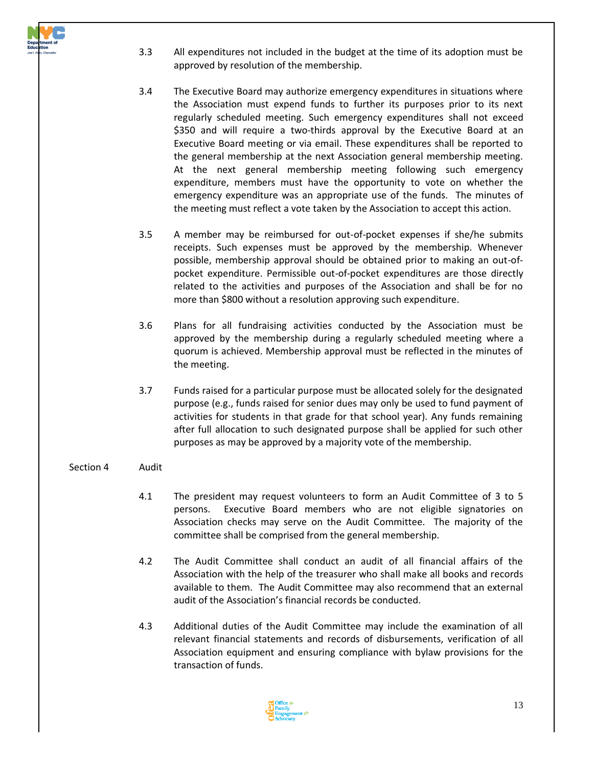3.3 All expenditures not included in the budget at the time of its adoption must be approved by resolution of the membership.

3.4 The Executive Board may authorize emergency expenditures in situations where the Association must expend funds to further its purposes prior to its next regularly scheduled meeting. Such emergency expenditures shall not exceed $350 and will require a two-thirds approval by the Executive Board at an Executive Board meeting or via email. These expenditures shall be reported to the general membership at the next Association general membership meeting. At the next general membership meeting following such emergency expenditure, members must have the opportunity to vote on whether the emergency expenditure was an appropriate use of the funds. The minutes of the meeting must reflect a vote taken by the Association to accept this action.

3.5 A member may be reimbursed for out-of-pocket expenses if she/he submits receipts. Such expenses must be approved by the membership. Whenever possible, membership approval should be obtained prior to making an out-of-pocket expenditure. Permissible out-of-pocket expenditures are those directly related to the activities and purposes of the Association and shall be for no more than $800 without a resolution approving such expenditure.

3.6 Plans for all fundraising activities conducted by the Association must be approved by the membership during a regularly scheduled meeting where a quorum is achieved. Membership approval must be reflected in the minutes of the meeting.

3.7 Funds raised for a particular purpose must be allocated solely for the designated purpose (e.g., funds raised for senior dues may only be used to fund payment of activities for students in that grade for that school year). Any funds remaining after full allocation to such designated purpose shall be applied for such other purposes as may be approved by a majority vote of the membership.

## Section 4 Audit

4.1 The president may request volunteers to form an Audit Committee of 3 to 5 persons. Executive Board members who are not eligible signatories on Association checks may serve on the Audit Committee. The majority of the committee shall be comprised from the general membership.

4.2 The Audit Committee shall conduct an audit of all financial affairs of the Association with the help of the treasurer who shall make all books and records available to them. The Audit Committee may also recommend that an external audit of the Association's financial records be conducted.

4.3 Additional duties of the Audit Committee may include the examination of all relevant financial statements and records of disbursements, verification of all Association equipment and ensuring compliance with bylaw provisions for the transaction of funds.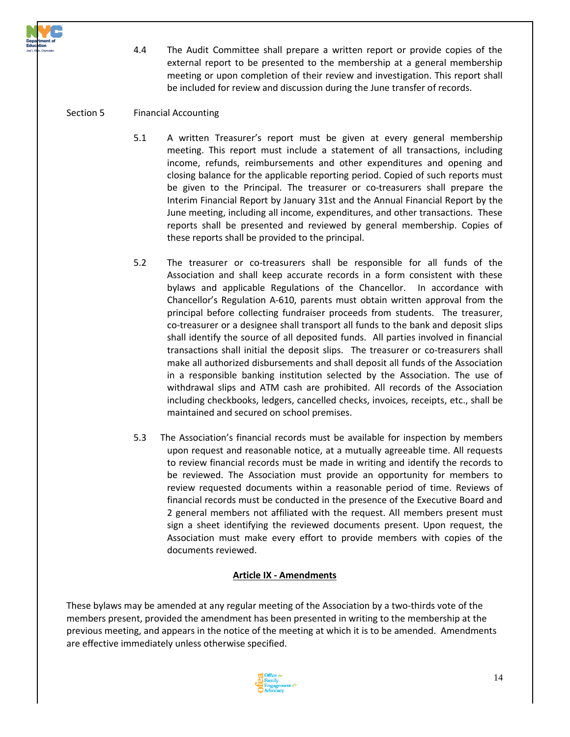4.4 The Audit Committee shall prepare a written report or provide copies of the external report to be presented to the membership at a general membership meeting or upon completion of their review and investigation. This report shall be included for review and discussion during the June transfer of records.

Section 5 Financial Accounting

5.1 A written Treasurer's report must be given at every general membership meeting. This report must include a statement of all transactions, including income, refunds, reimbursements and other expenditures and opening and closing balance for the applicable reporting period. Copied of such reports must be given to the Principal. The treasurer or co-treasurers shall prepare the Interim Financial Report by January 31st and the Annual Financial Report by the June meeting, including all income, expenditures, and other transactions. These reports shall be presented and reviewed by general membership. Copies of these reports shall be provided to the principal.

5.2 The treasurer or co-treasurers shall be responsible for all funds of the Association and shall keep accurate records in a form consistent with these bylaws and applicable Regulations of the Chancellor. In accordance with Chancellor's Regulation A-610, parents must obtain written approval from the principal before collecting fundraiser proceeds from students. The treasurer, co-treasurer or a designee shall transport all funds to the bank and deposit slips shall identify the source of all deposited funds. All parties involved in financial transactions shall initial the deposit slips. The treasurer or co-treasurers shall make all authorized disbursements and shall deposit all funds of the Association in a responsible banking institution selected by the Association. The use of withdrawal slips and ATM cash are prohibited. All records of the Association including checkbooks, ledgers, cancelled checks, invoices, receipts, etc., shall be maintained and secured on school premises.

5.3 The Association's financial records must be available for inspection by members upon request and reasonable notice, at a mutually agreeable time. All requests to review financial records must be made in writing and identify the records to be reviewed. The Association must provide an opportunity for members to review requested documents within a reasonable period of time. Reviews of financial records must be conducted in the presence of the Executive Board and 2 general members not affiliated with the request. All members present must sign a sheet identifying the reviewed documents present. Upon request, the Association must make every effort to provide members with copies of the documents reviewed.

## Article IX - Amendments

These bylaws may be amended at any regular meeting of the Association by a two-thirds vote of the members present, provided the amendment has been presented in writing to the membership at the previous meeting, and appears in the notice of the meeting at which it is to be amended. Amendments are effective immediately unless otherwise specified.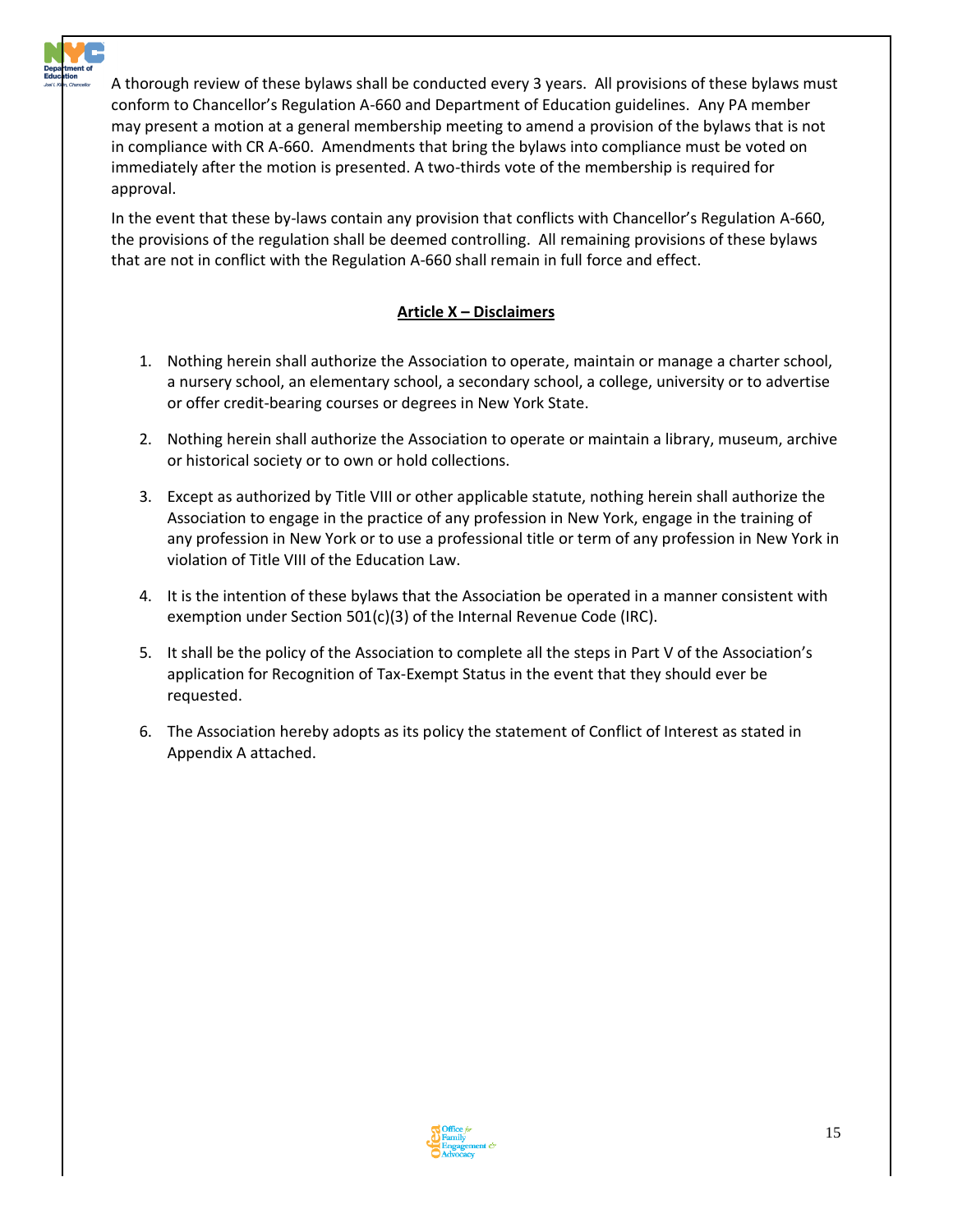A thorough review of these bylaws shall be conducted every 3 years. All provisions of these bylaws must conform to Chancellor's Regulation A-660 and Department of Education guidelines. Any PA member may present a motion at a general membership meeting to amend a provision of the bylaws that is not in compliance with CR A-660. Amendments that bring the bylaws into compliance must be voted on immediately after the motion is presented. A two-thirds vote of the membership is required for approval.

In the event that these by-laws contain any provision that conflicts with Chancellor's Regulation A-660, the provisions of the regulation shall be deemed controlling. All remaining provisions of these bylaws that are not in conflict with the Regulation A-660 shall remain in full force and effect.

## Article X – Disclaimers

1. Nothing herein shall authorize the Association to operate, maintain or manage a charter school, a nursery school, an elementary school, a secondary school, a college, university or to advertise or offer credit-bearing courses or degrees in New York State.

2. Nothing herein shall authorize the Association to operate or maintain a library, museum, archive or historical society or to own or hold collections.

3. Except as authorized by Title VIII or other applicable statute, nothing herein shall authorize the Association to engage in the practice of any profession in New York, engage in the training of any profession in New York or to use a professional title or term of any profession in New York in violation of Title VIII of the Education Law.

4. It is the intention of these bylaws that the Association be operated in a manner consistent with exemption under Section 501(c)(3) of the Internal Revenue Code (IRC).

5. It shall be the policy of the Association to complete all the steps in Part V of the Association's application for Recognition of Tax-Exempt Status in the event that they should ever be requested.

6. The Association hereby adopts as its policy the statement of Conflict of Interest as stated in Appendix A attached.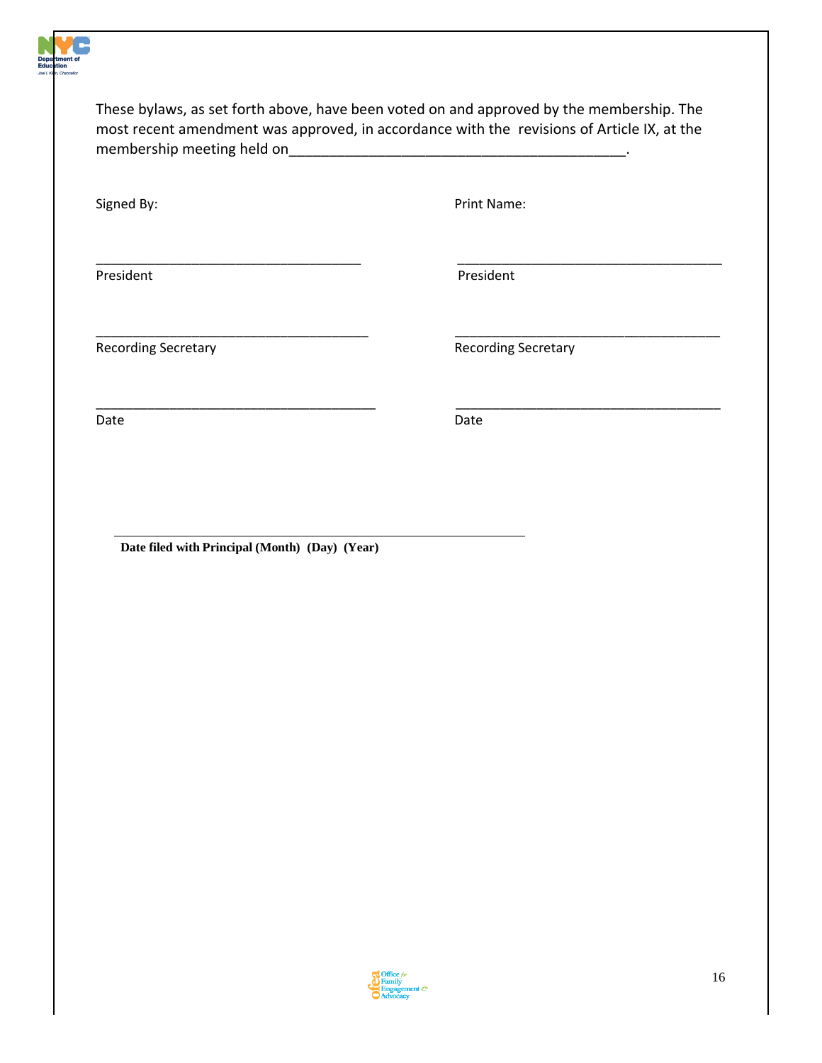These bylaws, as set forth above, have been voted on and approved by the membership. The most recent amendment was approved, in accordance with the revisions of Article IX, at the membership meeting held on___________________________________________.

| Signed By: | Print Name: |
|---|---|
| ___________________________________ | ___________________________________ |
| President | President |
| ___________________________________ | ___________________________________ |
| Recording Secretary | Recording Secretary |
| ___________________________________ | ___________________________________ |
| Date | Date |

_____________________________________________________

**Date filed with Principal (Month) (Day) (Year)**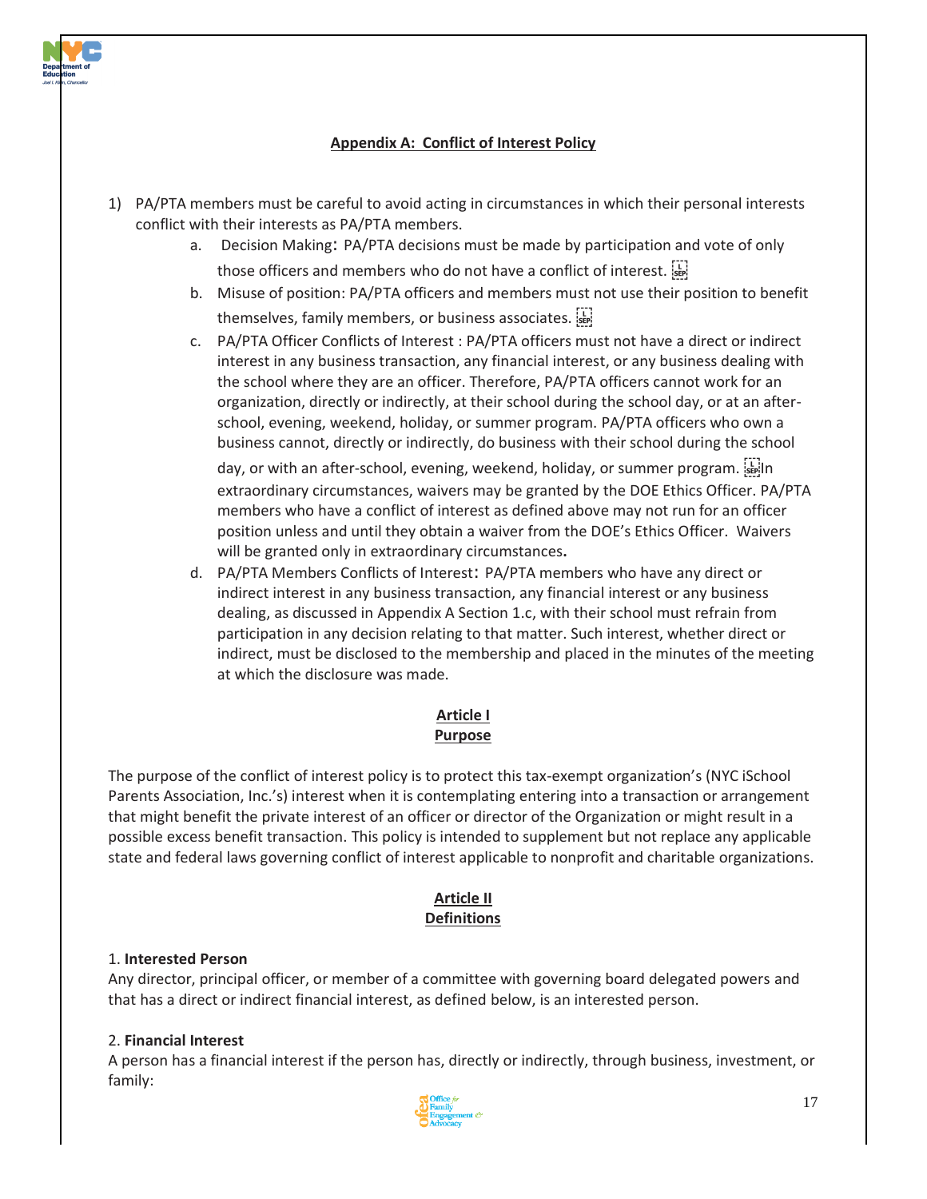## Appendix A: Conflict of Interest Policy

1) PA/PTA members must be careful to avoid acting in circumstances in which their personal interests conflict with their interests as PA/PTA members.
   a. Decision Making: PA/PTA decisions must be made by participation and vote of only those officers and members who do not have a conflict of interest.
   b. Misuse of position: PA/PTA officers and members must not use their position to benefit themselves, family members, or business associates.
   c. PA/PTA Officer Conflicts of Interest : PA/PTA officers must not have a direct or indirect interest in any business transaction, any financial interest, or any business dealing with the school where they are an officer. Therefore, PA/PTA officers cannot work for an organization, directly or indirectly, at their school during the school day, or at an after-school, evening, weekend, holiday, or summer program. PA/PTA officers who own a business cannot, directly or indirectly, do business with their school during the school day, or with an after-school, evening, weekend, holiday, or summer program. In extraordinary circumstances, waivers may be granted by the DOE Ethics Officer. PA/PTA members who have a conflict of interest as defined above may not run for an officer position unless and until they obtain a waiver from the DOE's Ethics Officer. Waivers will be granted only in extraordinary circumstances.
   d. PA/PTA Members Conflicts of Interest: PA/PTA members who have any direct or indirect interest in any business transaction, any financial interest or any business dealing, as discussed in Appendix A Section 1.c, with their school must refrain from participation in any decision relating to that matter. Such interest, whether direct or indirect, must be disclosed to the membership and placed in the minutes of the meeting at which the disclosure was made.

### Article I
### Purpose

The purpose of the conflict of interest policy is to protect this tax-exempt organization's (NYC iSchool Parents Association, Inc.'s) interest when it is contemplating entering into a transaction or arrangement that might benefit the private interest of an officer or director of the Organization or might result in a possible excess benefit transaction. This policy is intended to supplement but not replace any applicable state and federal laws governing conflict of interest applicable to nonprofit and charitable organizations.

### Article II
### Definitions

1. **Interested Person**
Any director, principal officer, or member of a committee with governing board delegated powers and that has a direct or indirect financial interest, as defined below, is an interested person.

2. **Financial Interest**
A person has a financial interest if the person has, directly or indirectly, through business, investment, or family: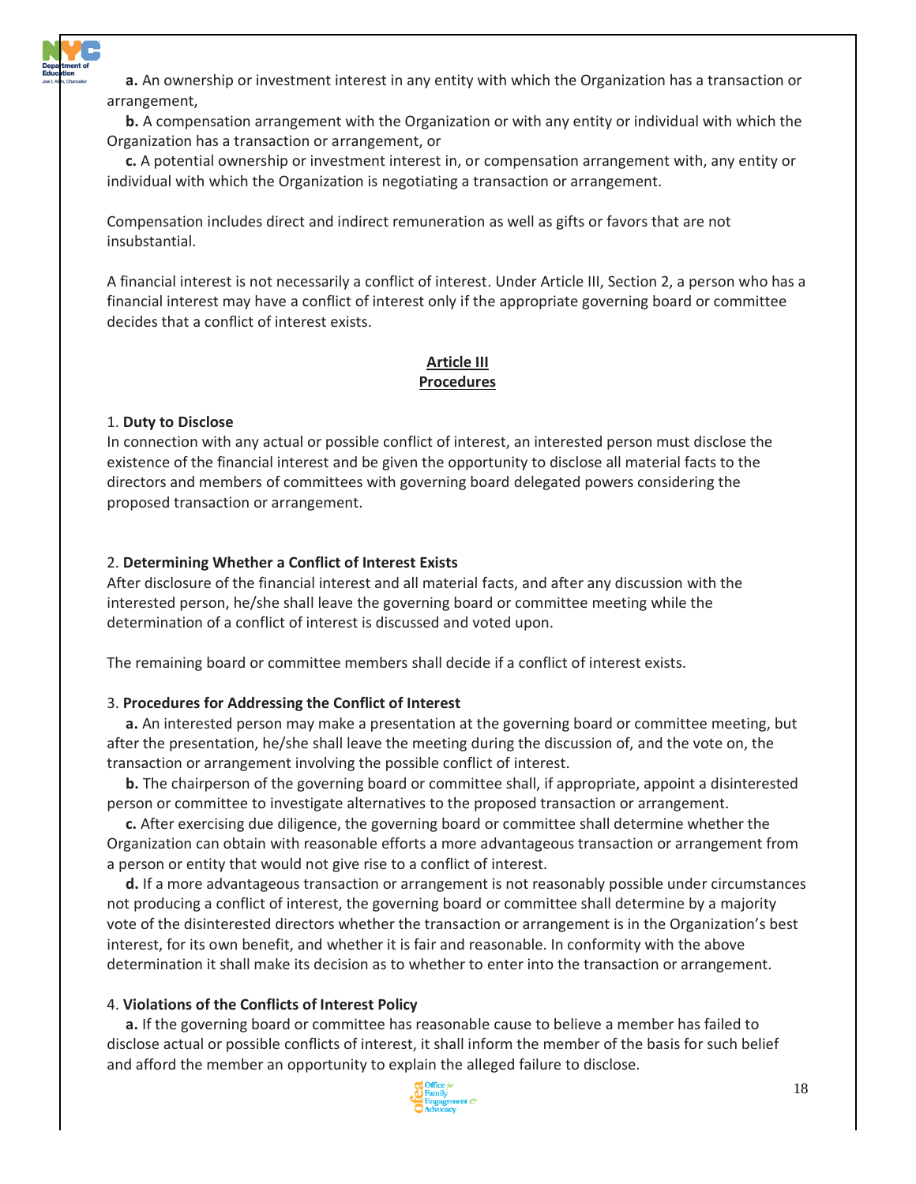**a.** An ownership or investment interest in any entity with which the Organization has a transaction or arrangement,

**b.** A compensation arrangement with the Organization or with any entity or individual with which the Organization has a transaction or arrangement, or

**c.** A potential ownership or investment interest in, or compensation arrangement with, any entity or individual with which the Organization is negotiating a transaction or arrangement.

Compensation includes direct and indirect remuneration as well as gifts or favors that are not insubstantial.

A financial interest is not necessarily a conflict of interest. Under Article III, Section 2, a person who has a financial interest may have a conflict of interest only if the appropriate governing board or committee decides that a conflict of interest exists.

## Article III
## Procedures

1. **Duty to Disclose**
In connection with any actual or possible conflict of interest, an interested person must disclose the existence of the financial interest and be given the opportunity to disclose all material facts to the directors and members of committees with governing board delegated powers considering the proposed transaction or arrangement.

2. **Determining Whether a Conflict of Interest Exists**
After disclosure of the financial interest and all material facts, and after any discussion with the interested person, he/she shall leave the governing board or committee meeting while the determination of a conflict of interest is discussed and voted upon.

The remaining board or committee members shall decide if a conflict of interest exists.

3. **Procedures for Addressing the Conflict of Interest**

**a.** An interested person may make a presentation at the governing board or committee meeting, but after the presentation, he/she shall leave the meeting during the discussion of, and the vote on, the transaction or arrangement involving the possible conflict of interest.

**b.** The chairperson of the governing board or committee shall, if appropriate, appoint a disinterested person or committee to investigate alternatives to the proposed transaction or arrangement.

**c.** After exercising due diligence, the governing board or committee shall determine whether the Organization can obtain with reasonable efforts a more advantageous transaction or arrangement from a person or entity that would not give rise to a conflict of interest.

**d.** If a more advantageous transaction or arrangement is not reasonably possible under circumstances not producing a conflict of interest, the governing board or committee shall determine by a majority vote of the disinterested directors whether the transaction or arrangement is in the Organization's best interest, for its own benefit, and whether it is fair and reasonable. In conformity with the above determination it shall make its decision as to whether to enter into the transaction or arrangement.

4. **Violations of the Conflicts of Interest Policy**

**a.** If the governing board or committee has reasonable cause to believe a member has failed to disclose actual or possible conflicts of interest, it shall inform the member of the basis for such belief and afford the member an opportunity to explain the alleged failure to disclose.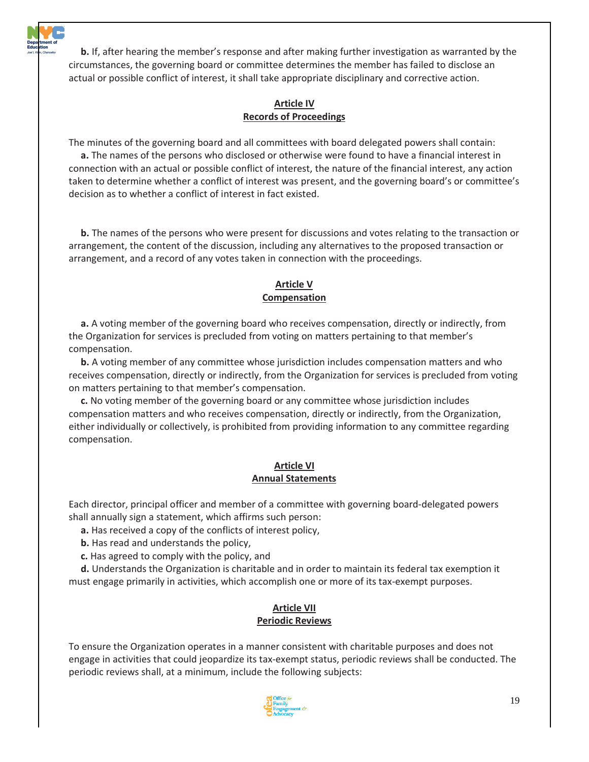**b.** If, after hearing the member's response and after making further investigation as warranted by the circumstances, the governing board or committee determines the member has failed to disclose an actual or possible conflict of interest, it shall take appropriate disciplinary and corrective action.

## Article IV
## Records of Proceedings

The minutes of the governing board and all committees with board delegated powers shall contain:

**a.** The names of the persons who disclosed or otherwise were found to have a financial interest in connection with an actual or possible conflict of interest, the nature of the financial interest, any action taken to determine whether a conflict of interest was present, and the governing board's or committee's decision as to whether a conflict of interest in fact existed.

**b.** The names of the persons who were present for discussions and votes relating to the transaction or arrangement, the content of the discussion, including any alternatives to the proposed transaction or arrangement, and a record of any votes taken in connection with the proceedings.

## Article V
## Compensation

**a.** A voting member of the governing board who receives compensation, directly or indirectly, from the Organization for services is precluded from voting on matters pertaining to that member's compensation.

**b.** A voting member of any committee whose jurisdiction includes compensation matters and who receives compensation, directly or indirectly, from the Organization for services is precluded from voting on matters pertaining to that member's compensation.

**c.** No voting member of the governing board or any committee whose jurisdiction includes compensation matters and who receives compensation, directly or indirectly, from the Organization, either individually or collectively, is prohibited from providing information to any committee regarding compensation.

## Article VI
## Annual Statements

Each director, principal officer and member of a committee with governing board-delegated powers shall annually sign a statement, which affirms such person:

**a.** Has received a copy of the conflicts of interest policy,

**b.** Has read and understands the policy,

**c.** Has agreed to comply with the policy, and

**d.** Understands the Organization is charitable and in order to maintain its federal tax exemption it must engage primarily in activities, which accomplish one or more of its tax-exempt purposes.

## Article VII
## Periodic Reviews

To ensure the Organization operates in a manner consistent with charitable purposes and does not engage in activities that could jeopardize its tax-exempt status, periodic reviews shall be conducted. The periodic reviews shall, at a minimum, include the following subjects: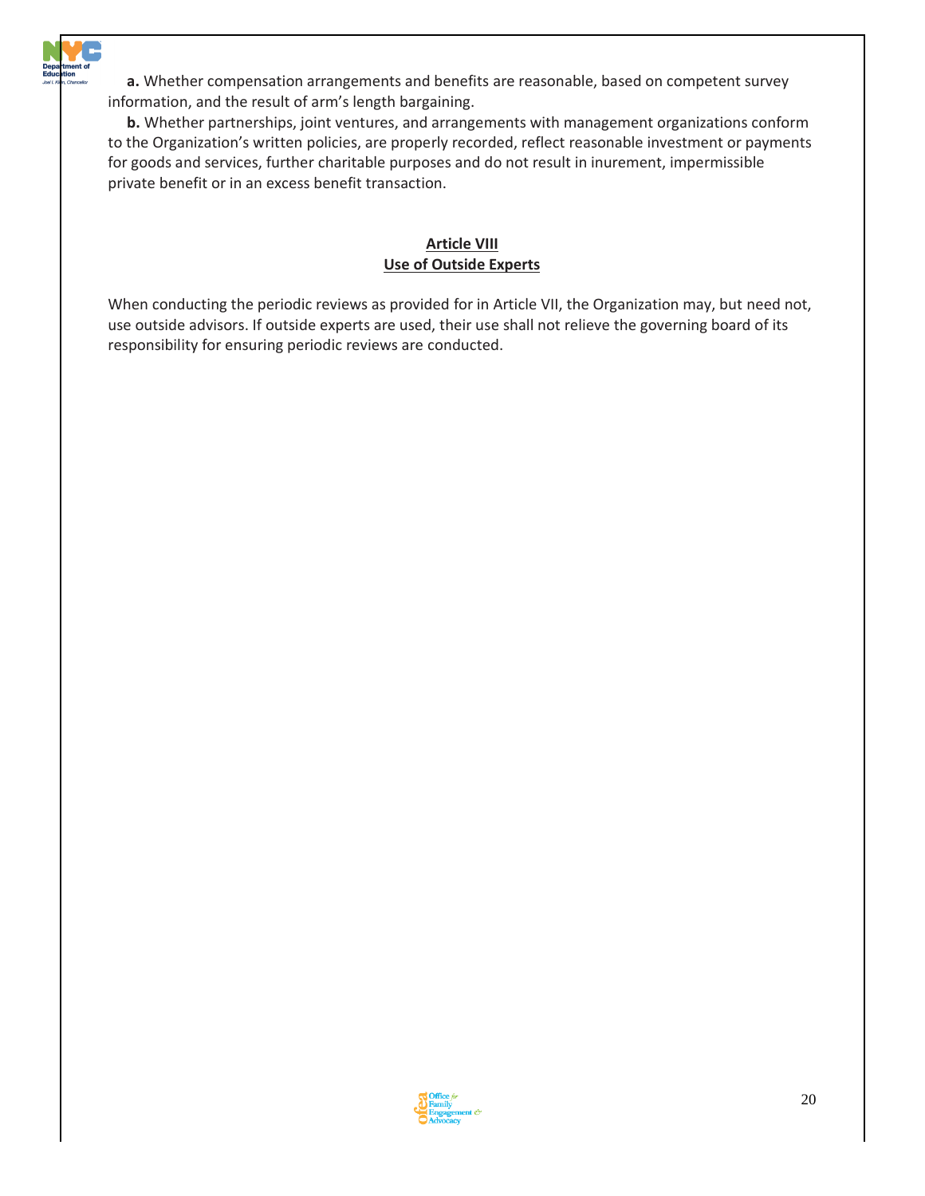**a.** Whether compensation arrangements and benefits are reasonable, based on competent survey information, and the result of arm's length bargaining.

**b.** Whether partnerships, joint ventures, and arrangements with management organizations conform to the Organization's written policies, are properly recorded, reflect reasonable investment or payments for goods and services, further charitable purposes and do not result in inurement, impermissible private benefit or in an excess benefit transaction.

## Article VIII
## Use of Outside Experts

When conducting the periodic reviews as provided for in Article VII, the Organization may, but need not, use outside advisors. If outside experts are used, their use shall not relieve the governing board of its responsibility for ensuring periodic reviews are conducted.